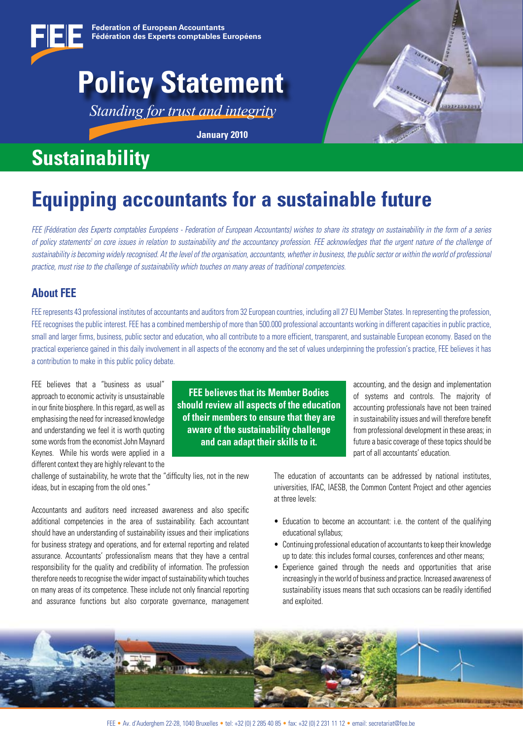Federation of European Accountants
Fédération des Experts comptables Européens

# Policy Statement

*Standing for trust and integrity*

**January 2010**

## Sustainability

# Equipping accountants for a sustainable future

*FEE (Fédération des Experts comptables Européens - Federation of European Accountants) wishes to share its strategy on sustainability in the form of a series of policy statements[1] on core issues in relation to sustainability and the accountancy profession. FEE acknowledges that the urgent nature of the challenge of sustainability is becoming widely recognised. At the level of the organisation, accountants, whether in business, the public sector or within the world of professional practice, must rise to the challenge of sustainability which touches on many areas of traditional competencies.*

### About FEE

FEE represents 43 professional institutes of accountants and auditors from 32 European countries, including all 27 EU Member States. In representing the profession, FEE recognises the public interest. FEE has a combined membership of more than 500.000 professional accountants working in different capacities in public practice, small and larger firms, business, public sector and education, who all contribute to a more efficient, transparent, and sustainable European economy. Based on the practical experience gained in this daily involvement in all aspects of the economy and the set of values underpinning the profession's practice, FEE believes it has a contribution to make in this public policy debate.

FEE believes that a "business as usual" approach to economic activity is unsustainable in our finite biosphere. In this regard, as well as emphasising the need for increased knowledge and understanding we feel it is worth quoting some words from the economist John Maynard Keynes. While his words were applied in a different context they are highly relevant to the challenge of sustainability, he wrote that the "difficulty lies, not in the new ideas, but in escaping from the old ones."

Accountants and auditors need increased awareness and also specific additional competencies in the area of sustainability. Each accountant should have an understanding of sustainability issues and their implications for business strategy and operations, and for external reporting and related assurance. Accountants' professionalism means that they have a central responsibility for the quality and credibility of information. The profession therefore needs to recognise the wider impact of sustainability which touches on many areas of its competence. These include not only financial reporting and assurance functions but also corporate governance, management accounting, and the design and implementation of systems and controls. The majority of accounting professionals have not been trained in sustainability issues and will therefore benefit from professional development in these areas; in future a basic coverage of these topics should be part of all accountants' education.

**FEE believes that its Member Bodies should review all aspects of the education of their members to ensure that they are aware of the sustainability challenge and can adapt their skills to it.**

The education of accountants can be addressed by national institutes, universities, IFAC, IAESB, the Common Content Project and other agencies at three levels:

- Education to become an accountant: i.e. the content of the qualifying educational syllabus;
- Continuing professional education of accountants to keep their knowledge up to date: this includes formal courses, conferences and other means;
- Experience gained through the needs and opportunities that arise increasingly in the world of business and practice. Increased awareness of sustainability issues means that such occasions can be readily identified and exploited.

FEE • Av. d'Auderghem 22-28, 1040 Bruxelles • tel: +32 (0) 2 285 40 85 • fax: +32 (0) 2 231 11 12 • email: secretariat@fee.be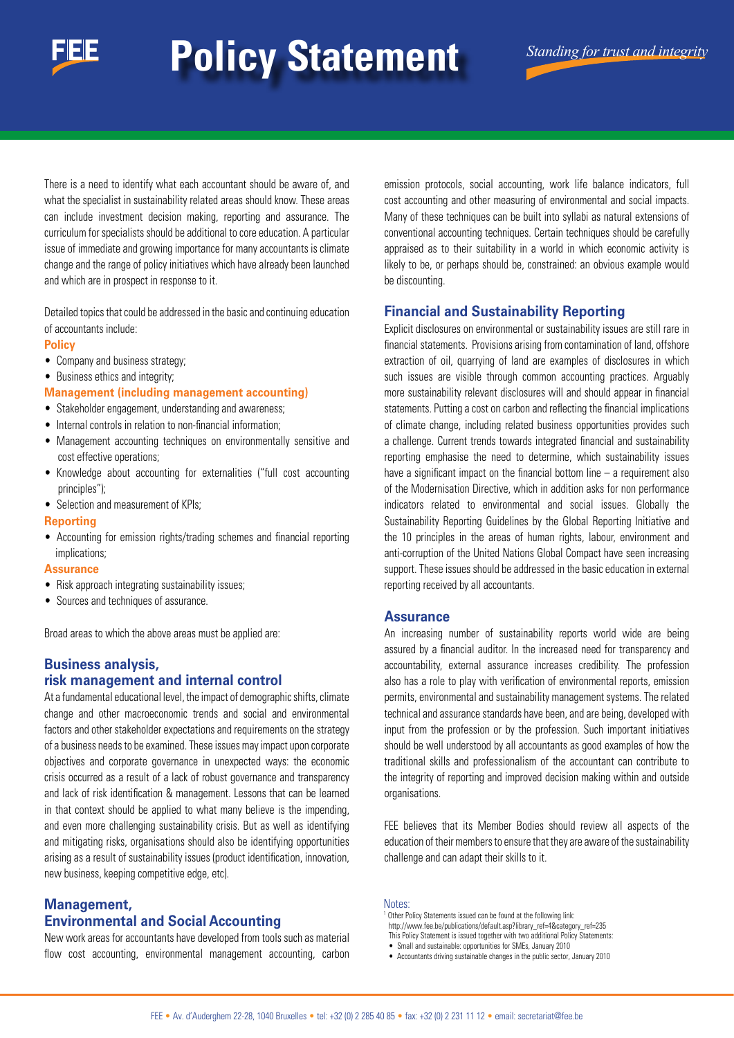There is a need to identify what each accountant should be aware of, and what the specialist in sustainability related areas should know. These areas can include investment decision making, reporting and assurance. The curriculum for specialists should be additional to core education. A particular issue of immediate and growing importance for many accountants is climate change and the range of policy initiatives which have already been launched and which are in prospect in response to it.

Detailed topics that could be addressed in the basic and continuing education of accountants include:

**Policy**

- Company and business strategy;
- Business ethics and integrity;

**Management (including management accounting)**

- Stakeholder engagement, understanding and awareness;
- Internal controls in relation to non-financial information;
- Management accounting techniques on environmentally sensitive and cost effective operations;
- Knowledge about accounting for externalities ("full cost accounting principles");
- Selection and measurement of KPIs;

**Reporting**

- Accounting for emission rights/trading schemes and financial reporting implications;

**Assurance**

- Risk approach integrating sustainability issues;
- Sources and techniques of assurance.

Broad areas to which the above areas must be applied are:

## Business analysis, risk management and internal control

At a fundamental educational level, the impact of demographic shifts, climate change and other macroeconomic trends and social and environmental factors and other stakeholder expectations and requirements on the strategy of a business needs to be examined. These issues may impact upon corporate objectives and corporate governance in unexpected ways: the economic crisis occurred as a result of a lack of robust governance and transparency and lack of risk identification & management. Lessons that can be learned in that context should be applied to what many believe is the impending, and even more challenging sustainability crisis. But as well as identifying and mitigating risks, organisations should also be identifying opportunities arising as a result of sustainability issues (product identification, innovation, new business, keeping competitive edge, etc).

## Management, Environmental and Social Accounting

New work areas for accountants have developed from tools such as material flow cost accounting, environmental management accounting, carbon emission protocols, social accounting, work life balance indicators, full cost accounting and other measuring of environmental and social impacts. Many of these techniques can be built into syllabi as natural extensions of conventional accounting techniques. Certain techniques should be carefully appraised as to their suitability in a world in which economic activity is likely to be, or perhaps should be, constrained: an obvious example would be discounting.

## Financial and Sustainability Reporting

Explicit disclosures on environmental or sustainability issues are still rare in financial statements. Provisions arising from contamination of land, offshore extraction of oil, quarrying of land are examples of disclosures in which such issues are visible through common accounting practices. Arguably more sustainability relevant disclosures will and should appear in financial statements. Putting a cost on carbon and reflecting the financial implications of climate change, including related business opportunities provides such a challenge. Current trends towards integrated financial and sustainability reporting emphasise the need to determine, which sustainability issues have a significant impact on the financial bottom line – a requirement also of the Modernisation Directive, which in addition asks for non performance indicators related to environmental and social issues. Globally the Sustainability Reporting Guidelines by the Global Reporting Initiative and the 10 principles in the areas of human rights, labour, environment and anti-corruption of the United Nations Global Compact have seen increasing support. These issues should be addressed in the basic education in external reporting received by all accountants.

## Assurance

An increasing number of sustainability reports world wide are being assured by a financial auditor. In the increased need for transparency and accountability, external assurance increases credibility. The profession also has a role to play with verification of environmental reports, emission permits, environmental and sustainability management systems. The related technical and assurance standards have been, and are being, developed with input from the profession or by the profession. Such important initiatives should be well understood by all accountants as good examples of how the traditional skills and professionalism of the accountant can contribute to the integrity of reporting and improved decision making within and outside organisations.

FEE believes that its Member Bodies should review all aspects of the education of their members to ensure that they are aware of the sustainability challenge and can adapt their skills to it.

Notes:

[1] Other Policy Statements issued can be found at the following link: http://www.fee.be/publications/default.asp?library_ref=4&category_ref=235
This Policy Statement is issued together with two additional Policy Statements:

- Small and sustainable: opportunities for SMEs, January 2010
- Accountants driving sustainable changes in the public sector, January 2010

FEE • Av. d'Auderghem 22-28, 1040 Bruxelles • tel: +32 (0) 2 285 40 85 • fax: +32 (0) 2 231 11 12 • email: secretariat@fee.be